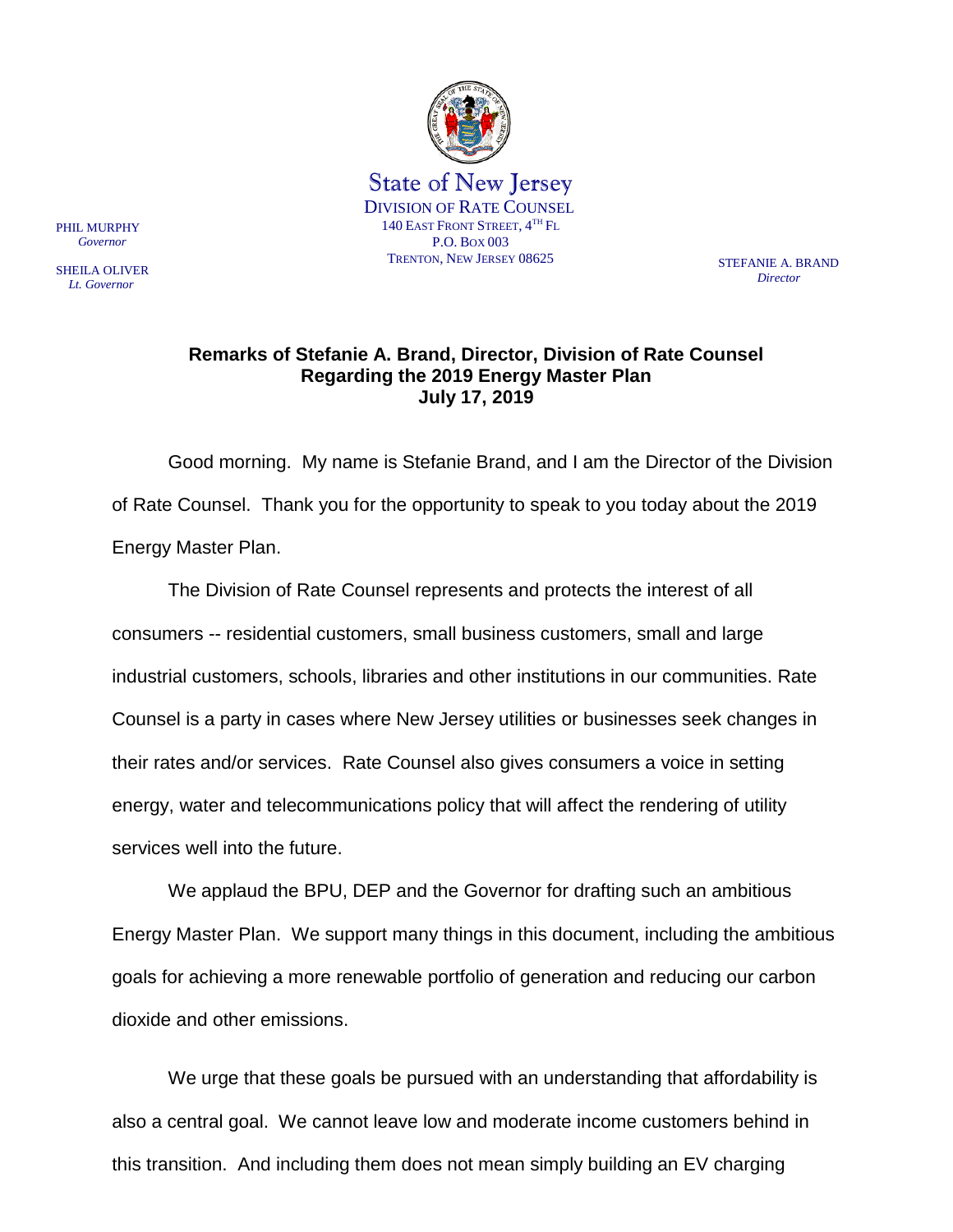State of New Jersey
DIVISION OF RATE COUNSEL
140 EAST FRONT STREET, 4TH FL
P.O. BOX 003
TRENTON, NEW JERSEY 08625

PHIL MURPHY
*Governor*

SHEILA OLIVER
*Lt. Governor*

STEFANIE A. BRAND
*Director*

**Remarks of Stefanie A. Brand, Director, Division of Rate Counsel**
**Regarding the 2019 Energy Master Plan**
**July 17, 2019**

Good morning. My name is Stefanie Brand, and I am the Director of the Division of Rate Counsel. Thank you for the opportunity to speak to you today about the 2019 Energy Master Plan.

The Division of Rate Counsel represents and protects the interest of all consumers -- residential customers, small business customers, small and large industrial customers, schools, libraries and other institutions in our communities. Rate Counsel is a party in cases where New Jersey utilities or businesses seek changes in their rates and/or services. Rate Counsel also gives consumers a voice in setting energy, water and telecommunications policy that will affect the rendering of utility services well into the future.

We applaud the BPU, DEP and the Governor for drafting such an ambitious Energy Master Plan. We support many things in this document, including the ambitious goals for achieving a more renewable portfolio of generation and reducing our carbon dioxide and other emissions.

We urge that these goals be pursued with an understanding that affordability is also a central goal. We cannot leave low and moderate income customers behind in this transition. And including them does not mean simply building an EV charging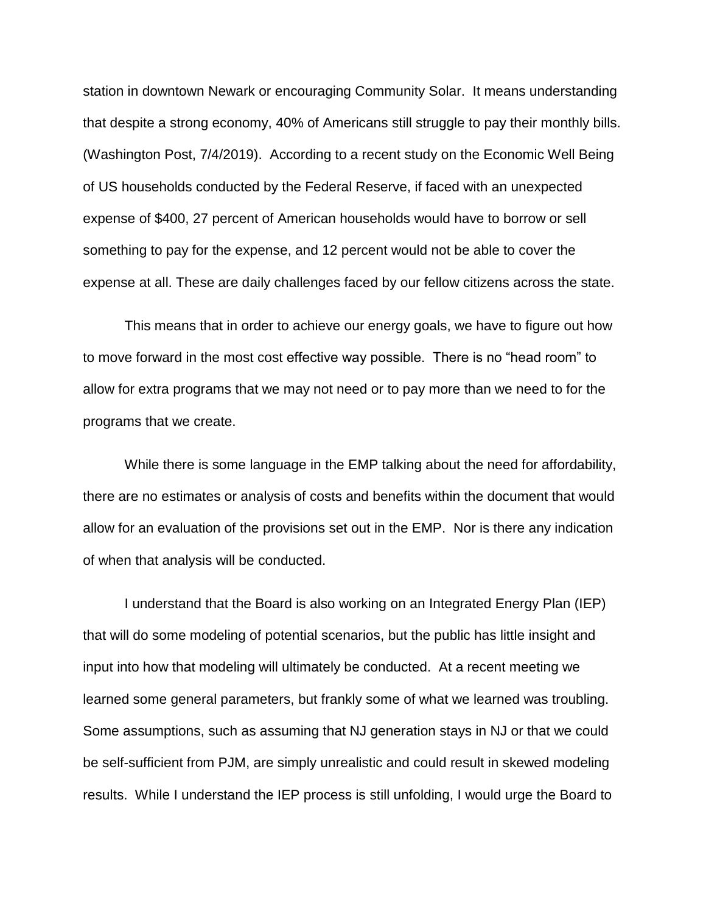station in downtown Newark or encouraging Community Solar. It means understanding that despite a strong economy, 40% of Americans still struggle to pay their monthly bills. (Washington Post, 7/4/2019). According to a recent study on the Economic Well Being of US households conducted by the Federal Reserve, if faced with an unexpected expense of $400, 27 percent of American households would have to borrow or sell something to pay for the expense, and 12 percent would not be able to cover the expense at all. These are daily challenges faced by our fellow citizens across the state.

This means that in order to achieve our energy goals, we have to figure out how to move forward in the most cost effective way possible. There is no "head room" to allow for extra programs that we may not need or to pay more than we need to for the programs that we create.

While there is some language in the EMP talking about the need for affordability, there are no estimates or analysis of costs and benefits within the document that would allow for an evaluation of the provisions set out in the EMP. Nor is there any indication of when that analysis will be conducted.

I understand that the Board is also working on an Integrated Energy Plan (IEP) that will do some modeling of potential scenarios, but the public has little insight and input into how that modeling will ultimately be conducted. At a recent meeting we learned some general parameters, but frankly some of what we learned was troubling. Some assumptions, such as assuming that NJ generation stays in NJ or that we could be self-sufficient from PJM, are simply unrealistic and could result in skewed modeling results. While I understand the IEP process is still unfolding, I would urge the Board to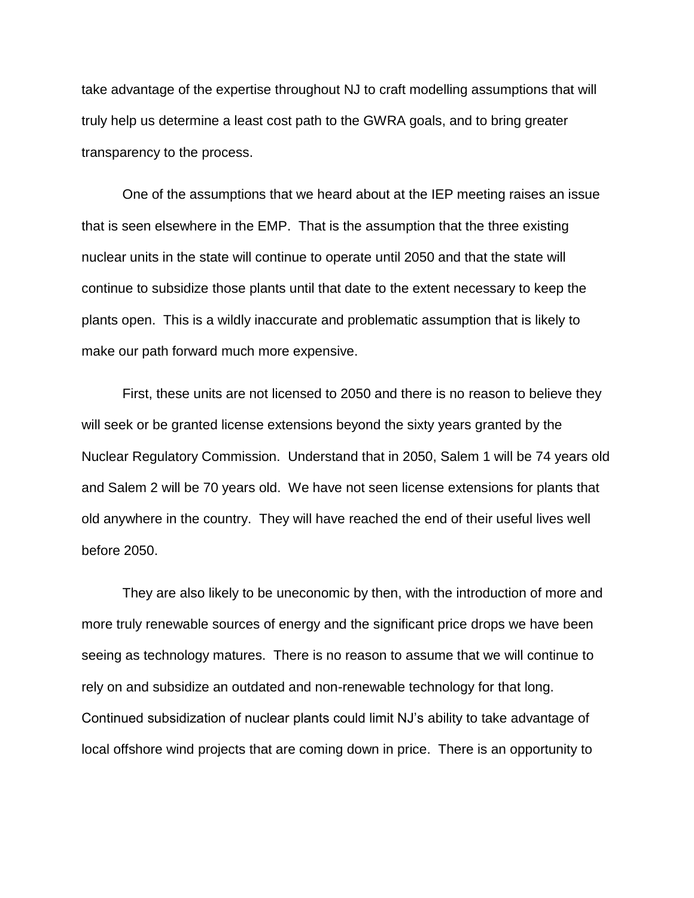take advantage of the expertise throughout NJ to craft modelling assumptions that will truly help us determine a least cost path to the GWRA goals, and to bring greater transparency to the process.

One of the assumptions that we heard about at the IEP meeting raises an issue that is seen elsewhere in the EMP. That is the assumption that the three existing nuclear units in the state will continue to operate until 2050 and that the state will continue to subsidize those plants until that date to the extent necessary to keep the plants open. This is a wildly inaccurate and problematic assumption that is likely to make our path forward much more expensive.

First, these units are not licensed to 2050 and there is no reason to believe they will seek or be granted license extensions beyond the sixty years granted by the Nuclear Regulatory Commission. Understand that in 2050, Salem 1 will be 74 years old and Salem 2 will be 70 years old. We have not seen license extensions for plants that old anywhere in the country. They will have reached the end of their useful lives well before 2050.

They are also likely to be uneconomic by then, with the introduction of more and more truly renewable sources of energy and the significant price drops we have been seeing as technology matures. There is no reason to assume that we will continue to rely on and subsidize an outdated and non-renewable technology for that long. Continued subsidization of nuclear plants could limit NJ's ability to take advantage of local offshore wind projects that are coming down in price. There is an opportunity to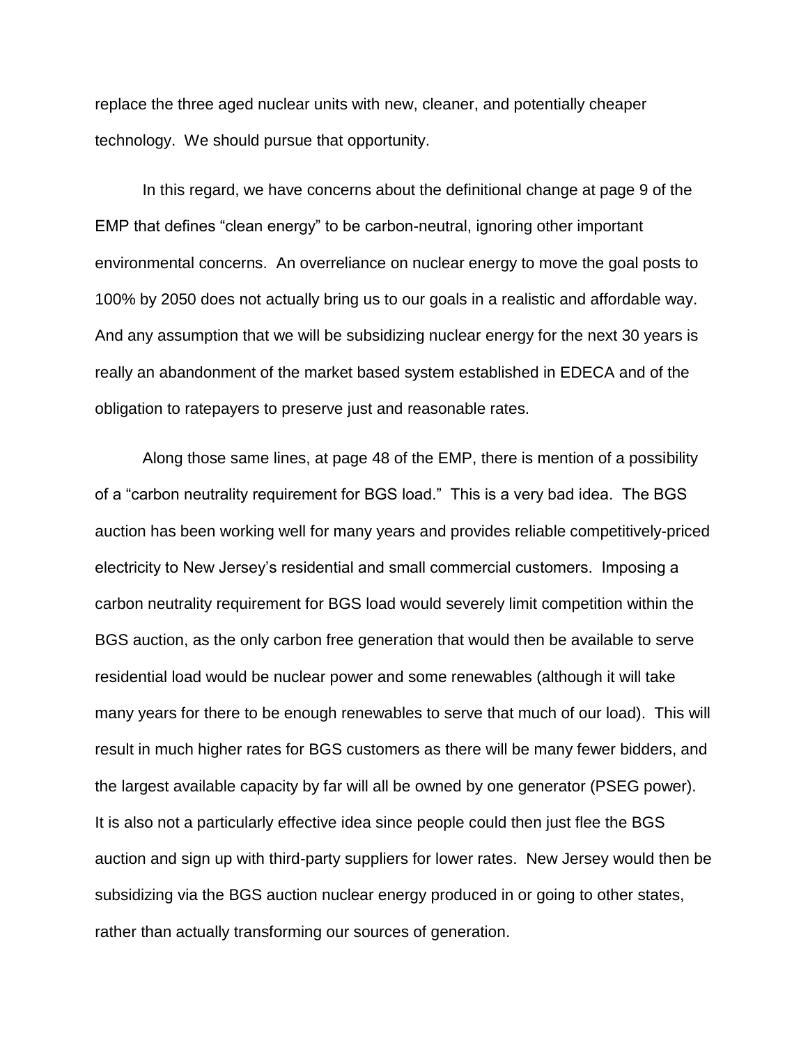replace the three aged nuclear units with new, cleaner, and potentially cheaper technology. We should pursue that opportunity.

In this regard, we have concerns about the definitional change at page 9 of the EMP that defines "clean energy" to be carbon-neutral, ignoring other important environmental concerns. An overreliance on nuclear energy to move the goal posts to 100% by 2050 does not actually bring us to our goals in a realistic and affordable way. And any assumption that we will be subsidizing nuclear energy for the next 30 years is really an abandonment of the market based system established in EDECA and of the obligation to ratepayers to preserve just and reasonable rates.

Along those same lines, at page 48 of the EMP, there is mention of a possibility of a "carbon neutrality requirement for BGS load." This is a very bad idea. The BGS auction has been working well for many years and provides reliable competitively-priced electricity to New Jersey's residential and small commercial customers. Imposing a carbon neutrality requirement for BGS load would severely limit competition within the BGS auction, as the only carbon free generation that would then be available to serve residential load would be nuclear power and some renewables (although it will take many years for there to be enough renewables to serve that much of our load). This will result in much higher rates for BGS customers as there will be many fewer bidders, and the largest available capacity by far will all be owned by one generator (PSEG power). It is also not a particularly effective idea since people could then just flee the BGS auction and sign up with third-party suppliers for lower rates. New Jersey would then be subsidizing via the BGS auction nuclear energy produced in or going to other states, rather than actually transforming our sources of generation.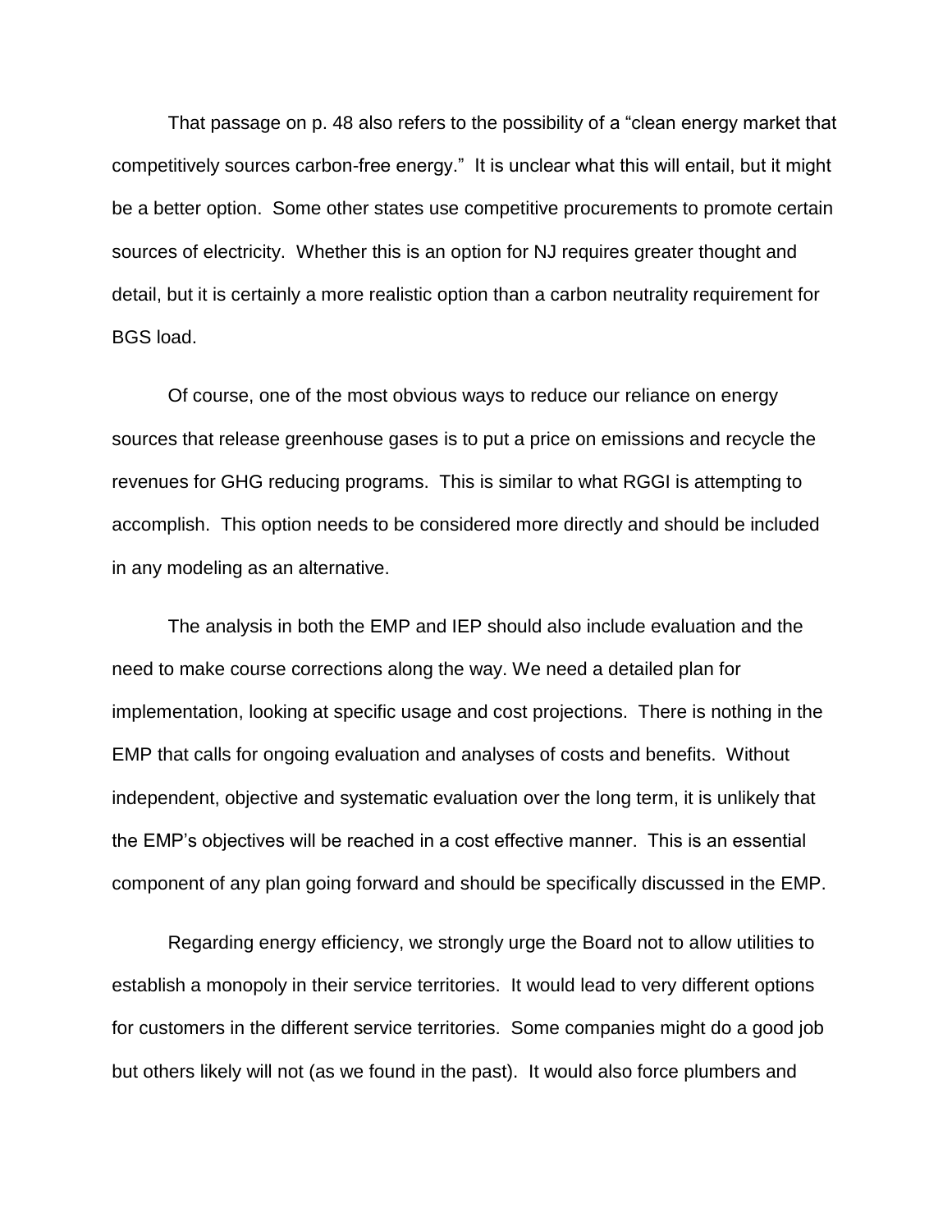That passage on p. 48 also refers to the possibility of a "clean energy market that competitively sources carbon-free energy." It is unclear what this will entail, but it might be a better option. Some other states use competitive procurements to promote certain sources of electricity. Whether this is an option for NJ requires greater thought and detail, but it is certainly a more realistic option than a carbon neutrality requirement for BGS load.

Of course, one of the most obvious ways to reduce our reliance on energy sources that release greenhouse gases is to put a price on emissions and recycle the revenues for GHG reducing programs. This is similar to what RGGI is attempting to accomplish. This option needs to be considered more directly and should be included in any modeling as an alternative.

The analysis in both the EMP and IEP should also include evaluation and the need to make course corrections along the way. We need a detailed plan for implementation, looking at specific usage and cost projections. There is nothing in the EMP that calls for ongoing evaluation and analyses of costs and benefits. Without independent, objective and systematic evaluation over the long term, it is unlikely that the EMP's objectives will be reached in a cost effective manner. This is an essential component of any plan going forward and should be specifically discussed in the EMP.

Regarding energy efficiency, we strongly urge the Board not to allow utilities to establish a monopoly in their service territories. It would lead to very different options for customers in the different service territories. Some companies might do a good job but others likely will not (as we found in the past). It would also force plumbers and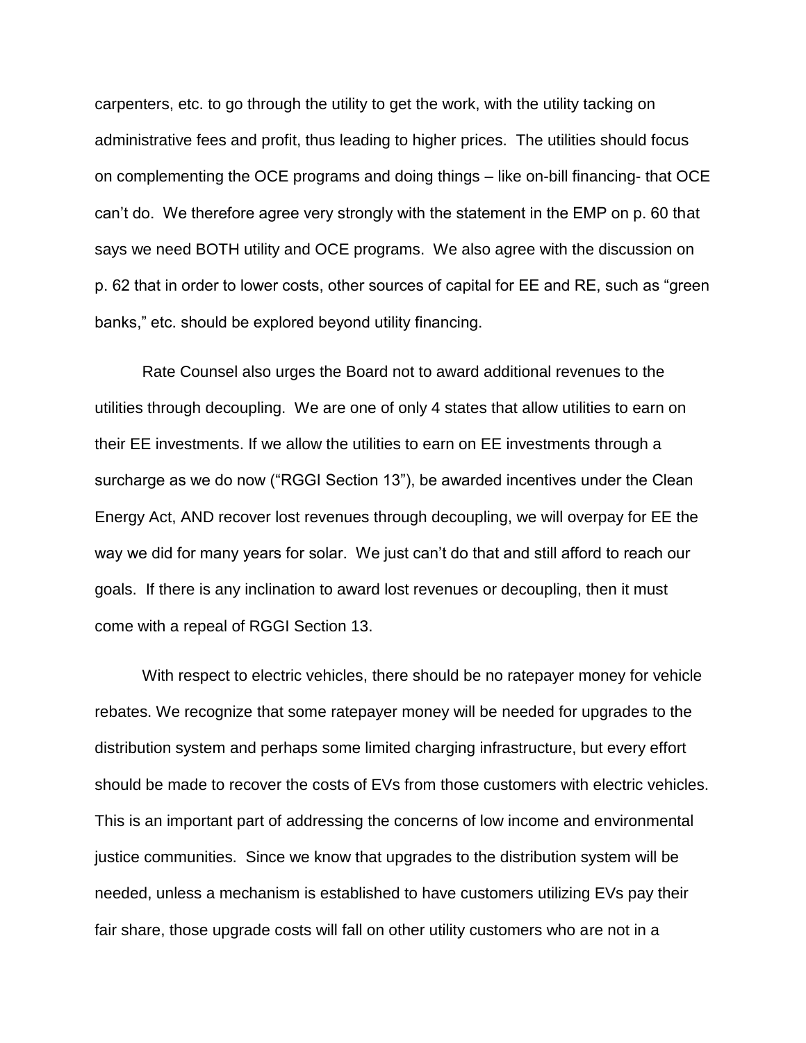carpenters, etc. to go through the utility to get the work, with the utility tacking on administrative fees and profit, thus leading to higher prices. The utilities should focus on complementing the OCE programs and doing things – like on-bill financing- that OCE can't do. We therefore agree very strongly with the statement in the EMP on p. 60 that says we need BOTH utility and OCE programs. We also agree with the discussion on p. 62 that in order to lower costs, other sources of capital for EE and RE, such as "green banks," etc. should be explored beyond utility financing.

Rate Counsel also urges the Board not to award additional revenues to the utilities through decoupling. We are one of only 4 states that allow utilities to earn on their EE investments. If we allow the utilities to earn on EE investments through a surcharge as we do now ("RGGI Section 13"), be awarded incentives under the Clean Energy Act, AND recover lost revenues through decoupling, we will overpay for EE the way we did for many years for solar. We just can't do that and still afford to reach our goals. If there is any inclination to award lost revenues or decoupling, then it must come with a repeal of RGGI Section 13.

With respect to electric vehicles, there should be no ratepayer money for vehicle rebates. We recognize that some ratepayer money will be needed for upgrades to the distribution system and perhaps some limited charging infrastructure, but every effort should be made to recover the costs of EVs from those customers with electric vehicles. This is an important part of addressing the concerns of low income and environmental justice communities. Since we know that upgrades to the distribution system will be needed, unless a mechanism is established to have customers utilizing EVs pay their fair share, those upgrade costs will fall on other utility customers who are not in a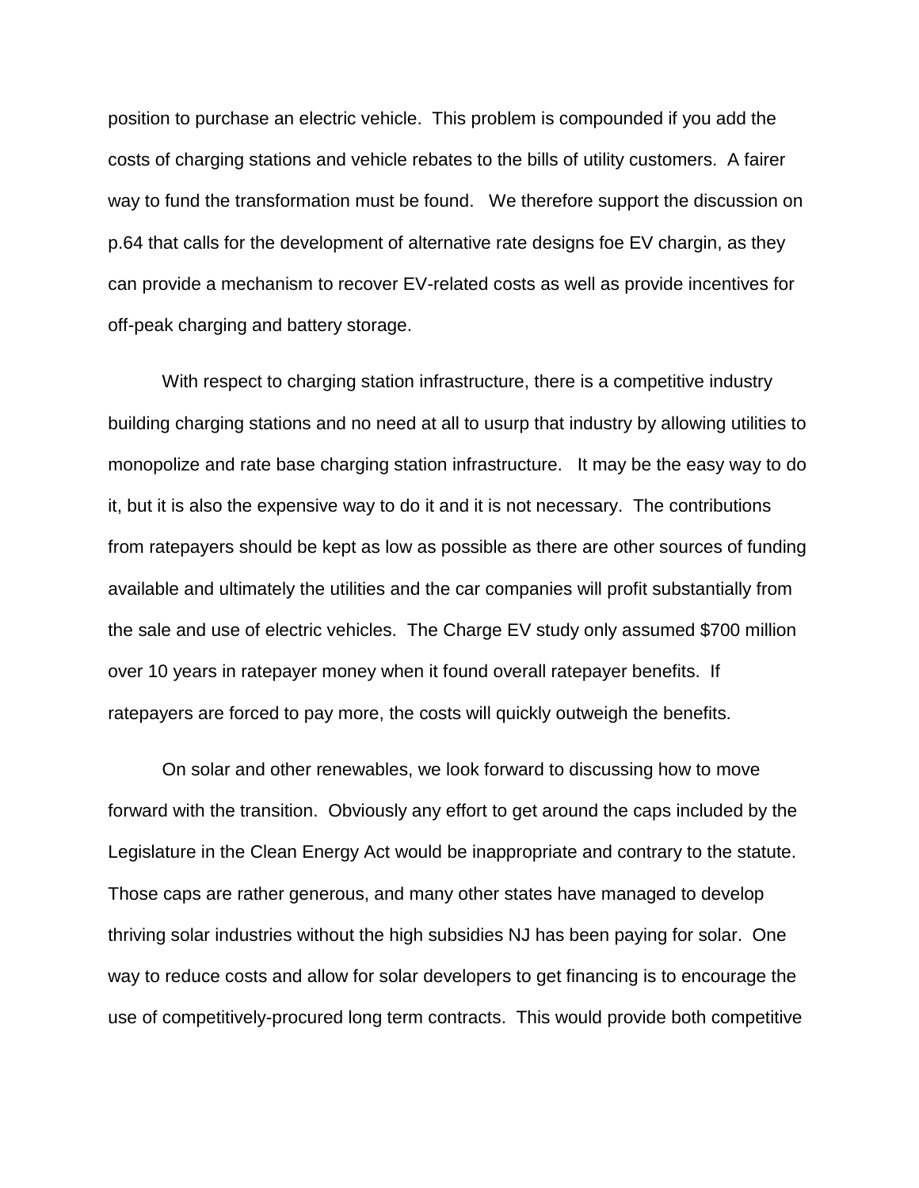position to purchase an electric vehicle. This problem is compounded if you add the costs of charging stations and vehicle rebates to the bills of utility customers. A fairer way to fund the transformation must be found. We therefore support the discussion on p.64 that calls for the development of alternative rate designs foe EV chargin, as they can provide a mechanism to recover EV-related costs as well as provide incentives for off-peak charging and battery storage.

With respect to charging station infrastructure, there is a competitive industry building charging stations and no need at all to usurp that industry by allowing utilities to monopolize and rate base charging station infrastructure. It may be the easy way to do it, but it is also the expensive way to do it and it is not necessary. The contributions from ratepayers should be kept as low as possible as there are other sources of funding available and ultimately the utilities and the car companies will profit substantially from the sale and use of electric vehicles. The Charge EV study only assumed $700 million over 10 years in ratepayer money when it found overall ratepayer benefits. If ratepayers are forced to pay more, the costs will quickly outweigh the benefits.

On solar and other renewables, we look forward to discussing how to move forward with the transition. Obviously any effort to get around the caps included by the Legislature in the Clean Energy Act would be inappropriate and contrary to the statute. Those caps are rather generous, and many other states have managed to develop thriving solar industries without the high subsidies NJ has been paying for solar. One way to reduce costs and allow for solar developers to get financing is to encourage the use of competitively-procured long term contracts. This would provide both competitive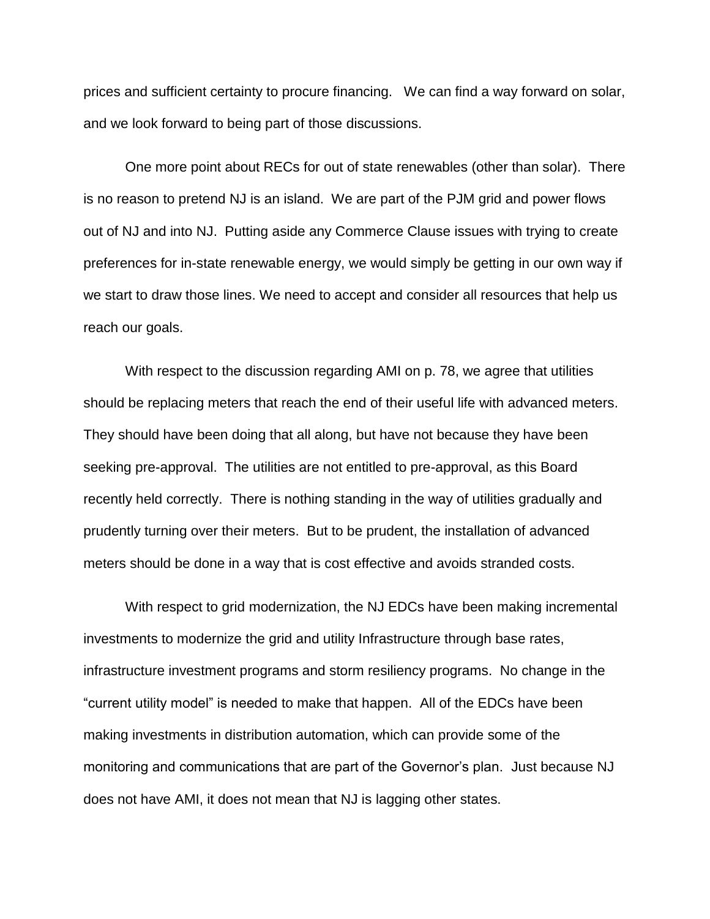prices and sufficient certainty to procure financing. We can find a way forward on solar, and we look forward to being part of those discussions.

One more point about RECs for out of state renewables (other than solar). There is no reason to pretend NJ is an island. We are part of the PJM grid and power flows out of NJ and into NJ. Putting aside any Commerce Clause issues with trying to create preferences for in-state renewable energy, we would simply be getting in our own way if we start to draw those lines. We need to accept and consider all resources that help us reach our goals.

With respect to the discussion regarding AMI on p. 78, we agree that utilities should be replacing meters that reach the end of their useful life with advanced meters. They should have been doing that all along, but have not because they have been seeking pre-approval. The utilities are not entitled to pre-approval, as this Board recently held correctly. There is nothing standing in the way of utilities gradually and prudently turning over their meters. But to be prudent, the installation of advanced meters should be done in a way that is cost effective and avoids stranded costs.

With respect to grid modernization, the NJ EDCs have been making incremental investments to modernize the grid and utility Infrastructure through base rates, infrastructure investment programs and storm resiliency programs. No change in the "current utility model" is needed to make that happen. All of the EDCs have been making investments in distribution automation, which can provide some of the monitoring and communications that are part of the Governor's plan. Just because NJ does not have AMI, it does not mean that NJ is lagging other states.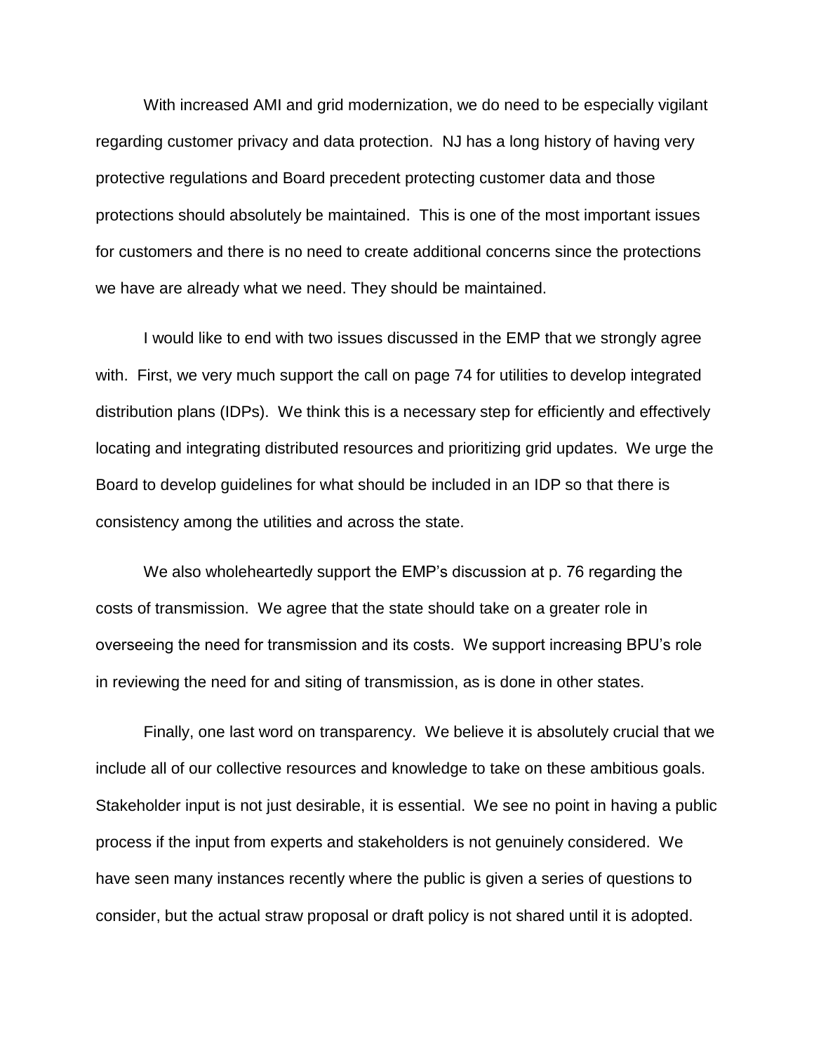With increased AMI and grid modernization, we do need to be especially vigilant regarding customer privacy and data protection. NJ has a long history of having very protective regulations and Board precedent protecting customer data and those protections should absolutely be maintained. This is one of the most important issues for customers and there is no need to create additional concerns since the protections we have are already what we need. They should be maintained.

I would like to end with two issues discussed in the EMP that we strongly agree with. First, we very much support the call on page 74 for utilities to develop integrated distribution plans (IDPs). We think this is a necessary step for efficiently and effectively locating and integrating distributed resources and prioritizing grid updates. We urge the Board to develop guidelines for what should be included in an IDP so that there is consistency among the utilities and across the state.

We also wholeheartedly support the EMP's discussion at p. 76 regarding the costs of transmission. We agree that the state should take on a greater role in overseeing the need for transmission and its costs. We support increasing BPU's role in reviewing the need for and siting of transmission, as is done in other states.

Finally, one last word on transparency. We believe it is absolutely crucial that we include all of our collective resources and knowledge to take on these ambitious goals. Stakeholder input is not just desirable, it is essential. We see no point in having a public process if the input from experts and stakeholders is not genuinely considered. We have seen many instances recently where the public is given a series of questions to consider, but the actual straw proposal or draft policy is not shared until it is adopted.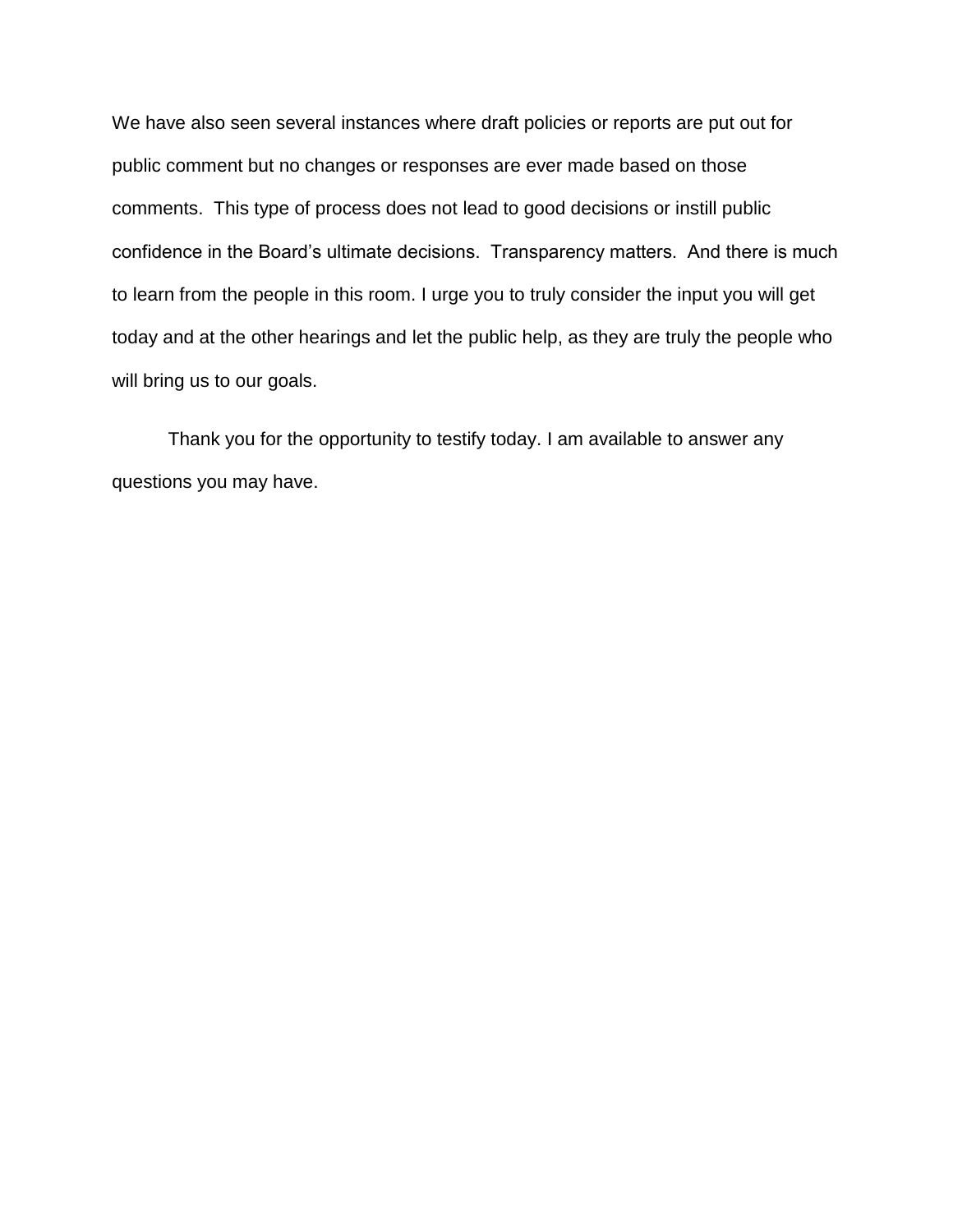We have also seen several instances where draft policies or reports are put out for public comment but no changes or responses are ever made based on those comments. This type of process does not lead to good decisions or instill public confidence in the Board's ultimate decisions. Transparency matters. And there is much to learn from the people in this room. I urge you to truly consider the input you will get today and at the other hearings and let the public help, as they are truly the people who will bring us to our goals.

Thank you for the opportunity to testify today. I am available to answer any questions you may have.